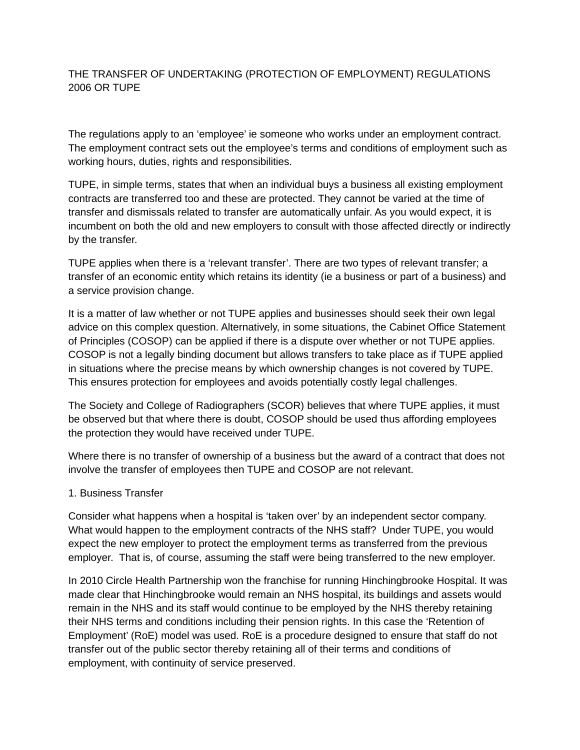# THE TRANSFER OF UNDERTAKING (PROTECTION OF EMPLOYMENT) REGULATIONS 2006 OR TUPE

The regulations apply to an 'employee' ie someone who works under an employment contract. The employment contract sets out the employee's terms and conditions of employment such as working hours, duties, rights and responsibilities.

TUPE, in simple terms, states that when an individual buys a business all existing employment contracts are transferred too and these are protected. They cannot be varied at the time of transfer and dismissals related to transfer are automatically unfair. As you would expect, it is incumbent on both the old and new employers to consult with those affected directly or indirectly by the transfer.

TUPE applies when there is a 'relevant transfer'. There are two types of relevant transfer; a transfer of an economic entity which retains its identity (ie a business or part of a business) and a service provision change.

It is a matter of law whether or not TUPE applies and businesses should seek their own legal advice on this complex question. Alternatively, in some situations, the Cabinet Office Statement of Principles (COSOP) can be applied if there is a dispute over whether or not TUPE applies. COSOP is not a legally binding document but allows transfers to take place as if TUPE applied in situations where the precise means by which ownership changes is not covered by TUPE. This ensures protection for employees and avoids potentially costly legal challenges.

The Society and College of Radiographers (SCOR) believes that where TUPE applies, it must be observed but that where there is doubt, COSOP should be used thus affording employees the protection they would have received under TUPE.

Where there is no transfer of ownership of a business but the award of a contract that does not involve the transfer of employees then TUPE and COSOP are not relevant.

## 1. Business Transfer

Consider what happens when a hospital is 'taken over' by an independent sector company. What would happen to the employment contracts of the NHS staff? Under TUPE, you would expect the new employer to protect the employment terms as transferred from the previous employer. That is, of course, assuming the staff were being transferred to the new employer.

In 2010 Circle Health Partnership won the franchise for running Hinchingbrooke Hospital. It was made clear that Hinchingbrooke would remain an NHS hospital, its buildings and assets would remain in the NHS and its staff would continue to be employed by the NHS thereby retaining their NHS terms and conditions including their pension rights. In this case the 'Retention of Employment' (RoE) model was used. RoE is a procedure designed to ensure that staff do not transfer out of the public sector thereby retaining all of their terms and conditions of employment, with continuity of service preserved.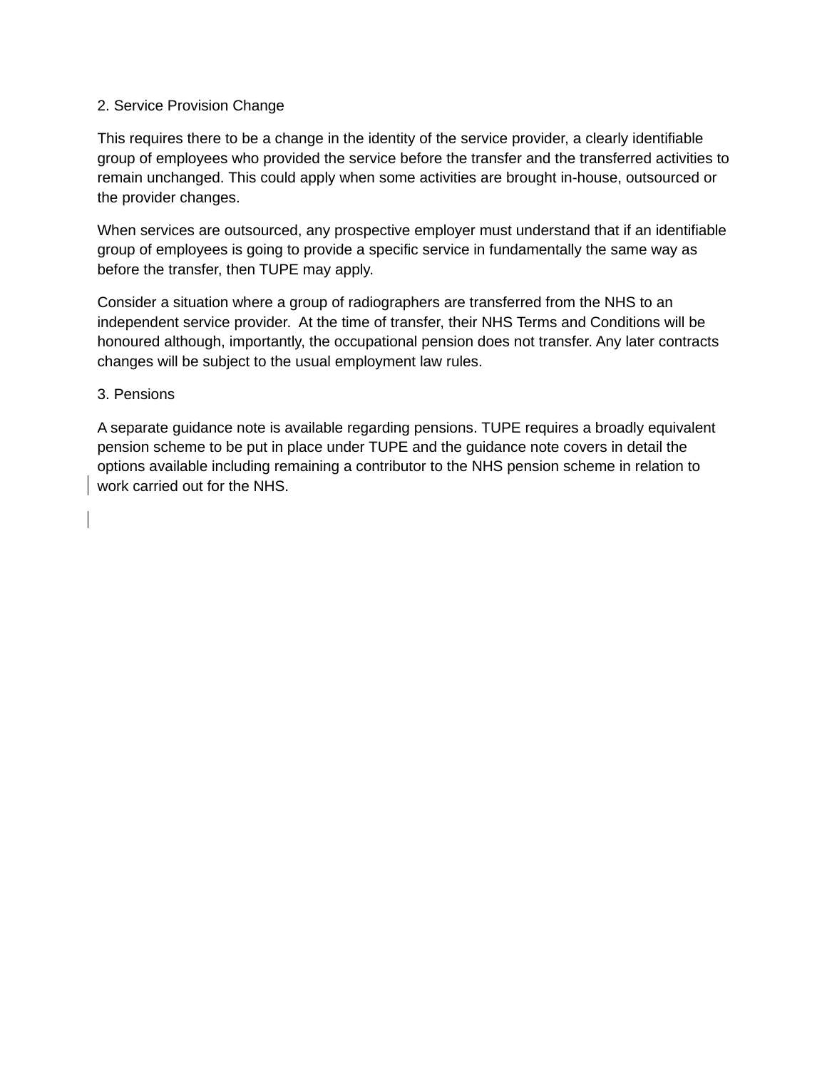## 2. Service Provision Change

This requires there to be a change in the identity of the service provider, a clearly identifiable group of employees who provided the service before the transfer and the transferred activities to remain unchanged. This could apply when some activities are brought in-house, outsourced or the provider changes.

When services are outsourced, any prospective employer must understand that if an identifiable group of employees is going to provide a specific service in fundamentally the same way as before the transfer, then TUPE may apply.

Consider a situation where a group of radiographers are transferred from the NHS to an independent service provider. At the time of transfer, their NHS Terms and Conditions will be honoured although, importantly, the occupational pension does not transfer. Any later contracts changes will be subject to the usual employment law rules.

## 3. Pensions

A separate guidance note is available regarding pensions. TUPE requires a broadly equivalent pension scheme to be put in place under TUPE and the guidance note covers in detail the options available including remaining a contributor to the NHS pension scheme in relation to work carried out for the NHS.